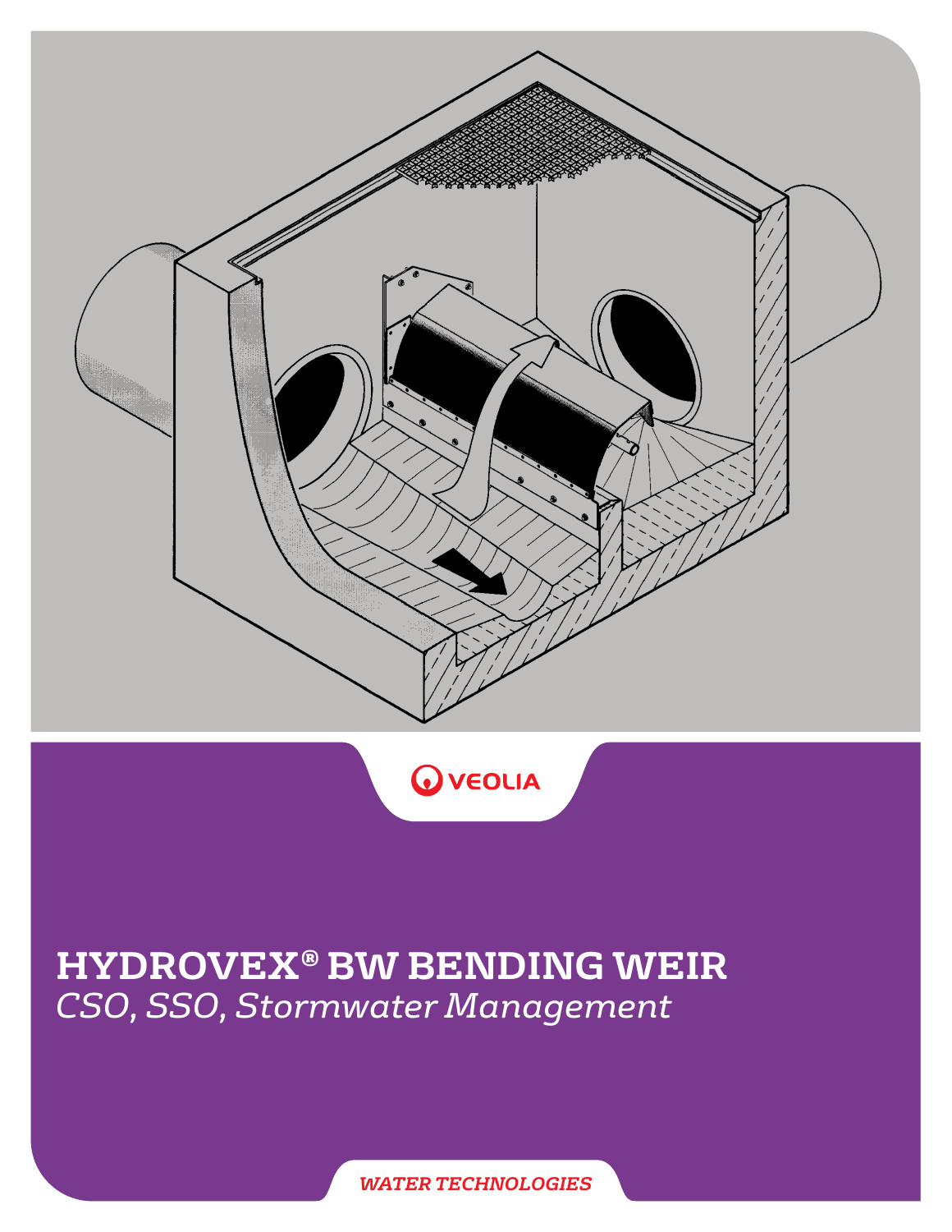VEOLIA

# HYDROVEX® BW BENDING WEIR

*CSO, SSO, Stormwater Management*

*WATER TECHNOLOGIES*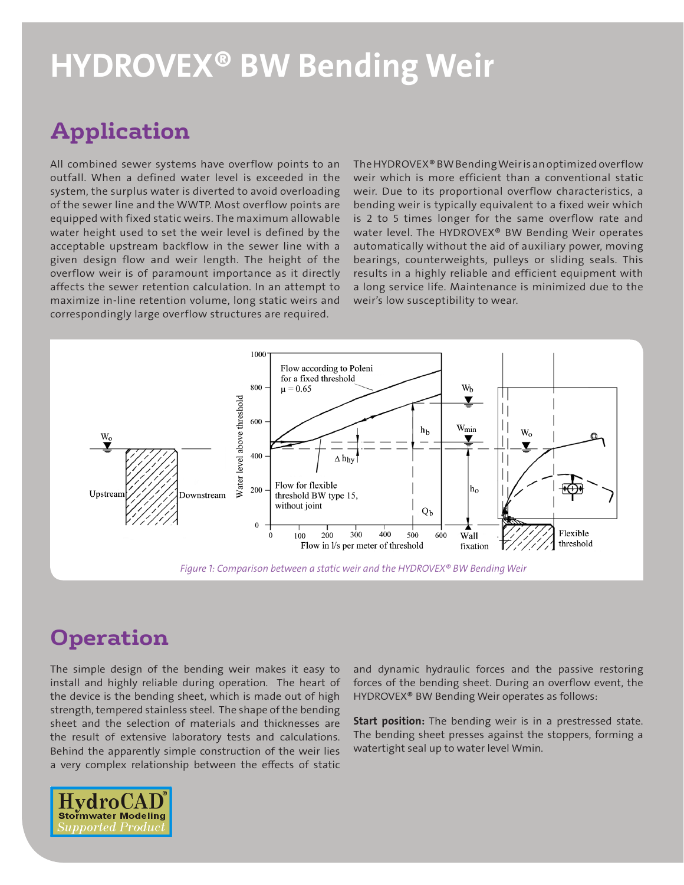# HYDROVEX® BW Bending Weir

## Application

All combined sewer systems have overflow points to an outfall. When a defined water level is exceeded in the system, the surplus water is diverted to avoid overloading of the sewer line and the WWTP. Most overflow points are equipped with fixed static weirs. The maximum allowable water height used to set the weir level is defined by the acceptable upstream backflow in the sewer line with a given design flow and weir length. The height of the overflow weir is of paramount importance as it directly affects the sewer retention calculation. In an attempt to maximize in-line retention volume, long static weirs and correspondingly large overflow structures are required.

The HYDROVEX® BW Bending Weir is an optimized overflow weir which is more efficient than a conventional static weir. Due to its proportional overflow characteristics, a bending weir is typically equivalent to a fixed weir which is 2 to 5 times longer for the same overflow rate and water level. The HYDROVEX® BW Bending Weir operates automatically without the aid of auxiliary power, moving bearings, counterweights, pulleys or sliding seals. This results in a highly reliable and efficient equipment with a long service life. Maintenance is minimized due to the weir's low susceptibility to wear.

*Figure 1: Comparison between a static weir and the HYDROVEX® BW Bending Weir*

## Operation

The simple design of the bending weir makes it easy to install and highly reliable during operation. The heart of the device is the bending sheet, which is made out of high strength, tempered stainless steel. The shape of the bending sheet and the selection of materials and thicknesses are the result of extensive laboratory tests and calculations. Behind the apparently simple construction of the weir lies a very complex relationship between the effects of static and dynamic hydraulic forces and the passive restoring forces of the bending sheet. During an overflow event, the HYDROVEX® BW Bending Weir operates as follows:

**Start position:** The bending weir is in a prestressed state. The bending sheet presses against the stoppers, forming a watertight seal up to water level Wmin.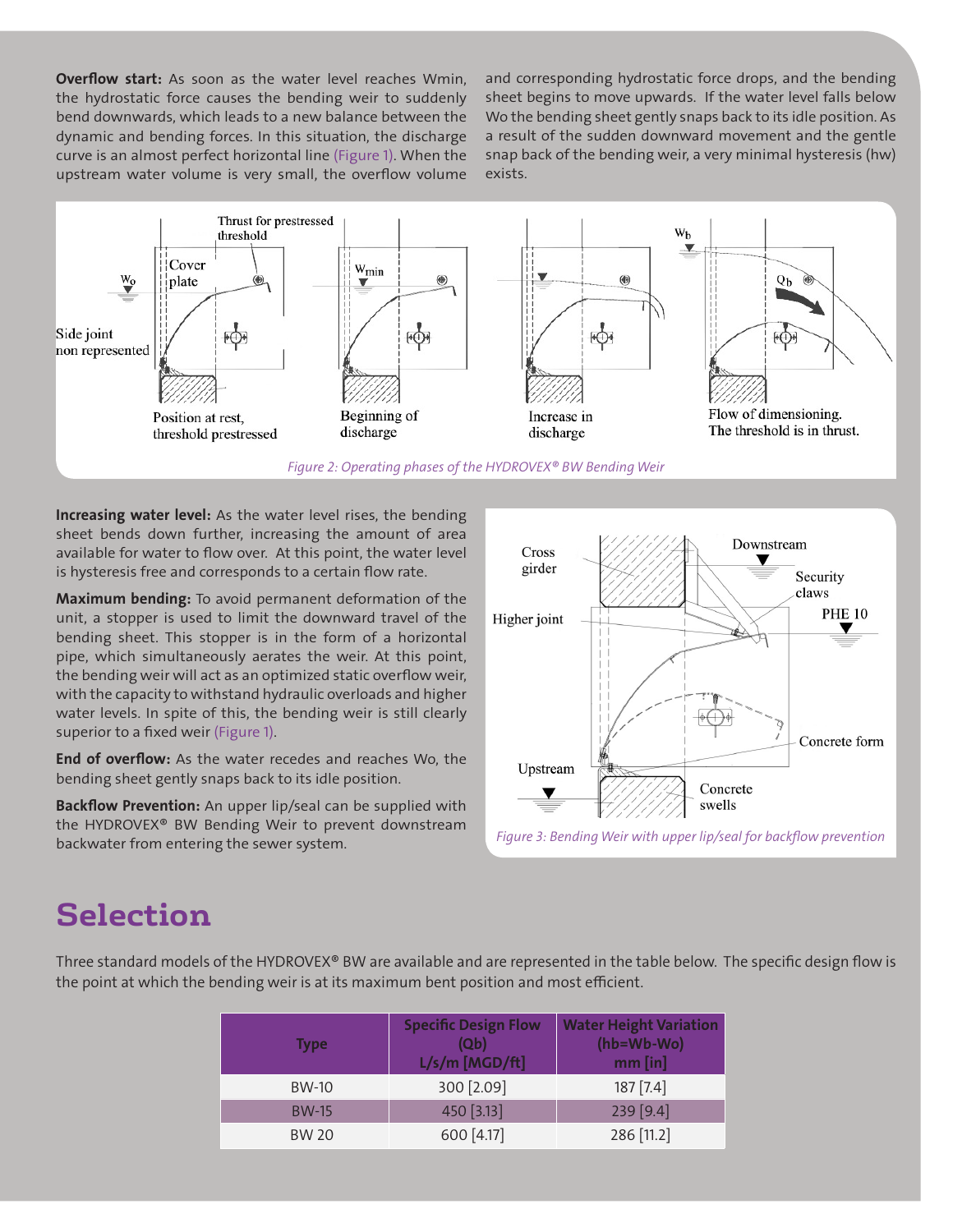**Overflow start:** As soon as the water level reaches Wmin, the hydrostatic force causes the bending weir to suddenly bend downwards, which leads to a new balance between the dynamic and bending forces. In this situation, the discharge curve is an almost perfect horizontal line (Figure 1). When the upstream water volume is very small, the overflow volume and corresponding hydrostatic force drops, and the bending sheet begins to move upwards. If the water level falls below Wo the bending sheet gently snaps back to its idle position. As a result of the sudden downward movement and the gentle snap back of the bending weir, a very minimal hysteresis (hw) exists.

*Figure 2: Operating phases of the HYDROVEX® BW Bending Weir*

**Increasing water level:** As the water level rises, the bending sheet bends down further, increasing the amount of area available for water to flow over. At this point, the water level is hysteresis free and corresponds to a certain flow rate.

**Maximum bending:** To avoid permanent deformation of the unit, a stopper is used to limit the downward travel of the bending sheet. This stopper is in the form of a horizontal pipe, which simultaneously aerates the weir. At this point, the bending weir will act as an optimized static overflow weir, with the capacity to withstand hydraulic overloads and higher water levels. In spite of this, the bending weir is still clearly superior to a fixed weir (Figure 1).

**End of overflow:** As the water recedes and reaches Wo, the bending sheet gently snaps back to its idle position.

**Backflow Prevention:** An upper lip/seal can be supplied with the HYDROVEX® BW Bending Weir to prevent downstream backwater from entering the sewer system.

*Figure 3: Bending Weir with upper lip/seal for backflow prevention*

# Selection

Three standard models of the HYDROVEX® BW are available and are represented in the table below. The specific design flow is the point at which the bending weir is at its maximum bent position and most efficient.

| Type | Specific Design Flow (Qb) L/s/m [MGD/ft] | Water Height Variation (hb=Wb-Wo) mm [in] |
|---|---|---|
| BW-10 | 300 [2.09] | 187 [7.4] |
| BW-15 | 450 [3.13] | 239 [9.4] |
| BW 20 | 600 [4.17] | 286 [11.2] |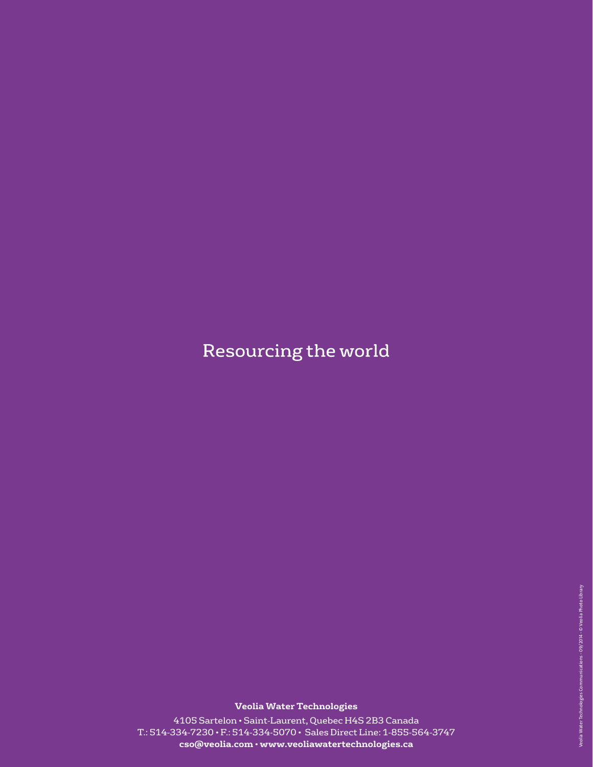Resourcing the world

**Veolia Water Technologies**

4105 Sartelon • Saint-Laurent, Quebec H4S 2B3 Canada
T.: 514-334-7230 • F.: 514-334-5070 • Sales Direct Line: 1-855-564-3747
**cso@veolia.com • www.veoliawatertechnologies.ca**

Veolia Water Technologies Communications - 09/2014 - © Veolia Photo Library